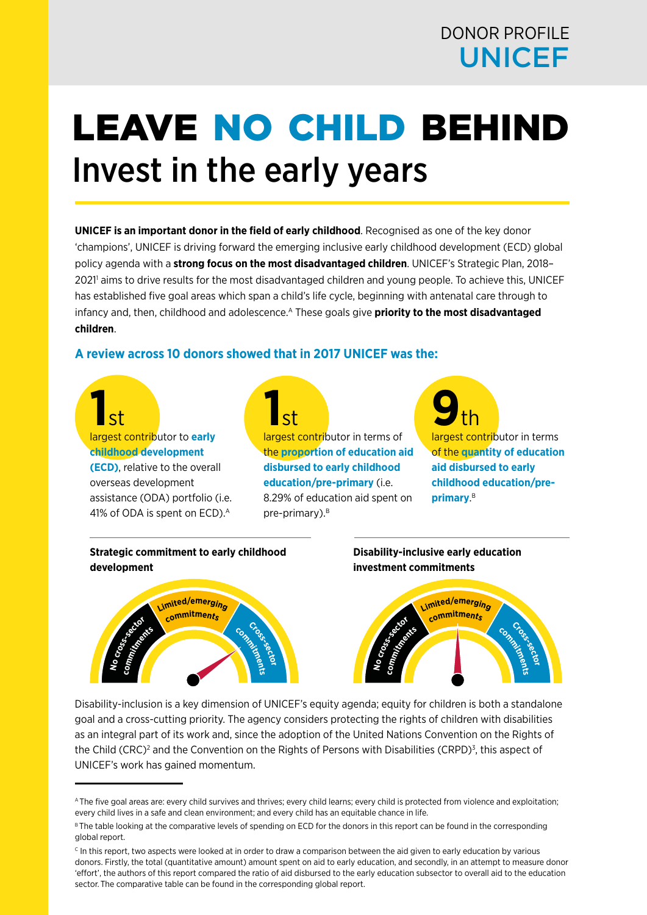DONOR PROFILE
**UNICEF**

# LEAVE NO CHILD BEHIND

## Invest in the early years

**UNICEF is an important donor in the field of early childhood**. Recognised as one of the key donor 'champions', UNICEF is driving forward the emerging inclusive early childhood development (ECD) global policy agenda with a **strong focus on the most disadvantaged children**. UNICEF's Strategic Plan, 2018–2021[1] aims to drive results for the most disadvantaged children and young people. To achieve this, UNICEF has established five goal areas which span a child's life cycle, beginning with antenatal care through to infancy and, then, childhood and adolescence.[A] These goals give **priority to the most disadvantaged children**.

**A review across 10 donors showed that in 2017 UNICEF was the:**

**1st** largest contributor to **early childhood development (ECD)**, relative to the overall overseas development assistance (ODA) portfolio (i.e. 41% of ODA is spent on ECD).[A]

**1st** largest contributor in terms of the **proportion of education aid disbursed to early childhood education/pre-primary** (i.e. 8.29% of education aid spent on pre-primary).[B]

**9th** largest contributor in terms of the **quantity of education aid disbursed to early childhood education/pre-primary**.[B]

**Strategic commitment to early childhood development**

No cross-sector commitments | Limited/emerging commitments | Cross-sector commitments

**Disability-inclusive early education investment commitments**

No cross-sector commitments | Limited/emerging commitments | Cross-sector commitments

Disability-inclusion is a key dimension of UNICEF's equity agenda; equity for children is both a standalone goal and a cross-cutting priority. The agency considers protecting the rights of children with disabilities as an integral part of its work and, since the adoption of the United Nations Convention on the Rights of the Child (CRC)[2] and the Convention on the Rights of Persons with Disabilities (CRPD)[3], this aspect of UNICEF's work has gained momentum.

---

[A] The five goal areas are: every child survives and thrives; every child learns; every child is protected from violence and exploitation; every child lives in a safe and clean environment; and every child has an equitable chance in life.

[B] The table looking at the comparative levels of spending on ECD for the donors in this report can be found in the corresponding global report.

[C] In this report, two aspects were looked at in order to draw a comparison between the aid given to early education by various donors. Firstly, the total (quantitative amount) amount spent on aid to early education, and secondly, in an attempt to measure donor 'effort', the authors of this report compared the ratio of aid disbursed to the early education subsector to overall aid to the education sector. The comparative table can be found in the corresponding global report.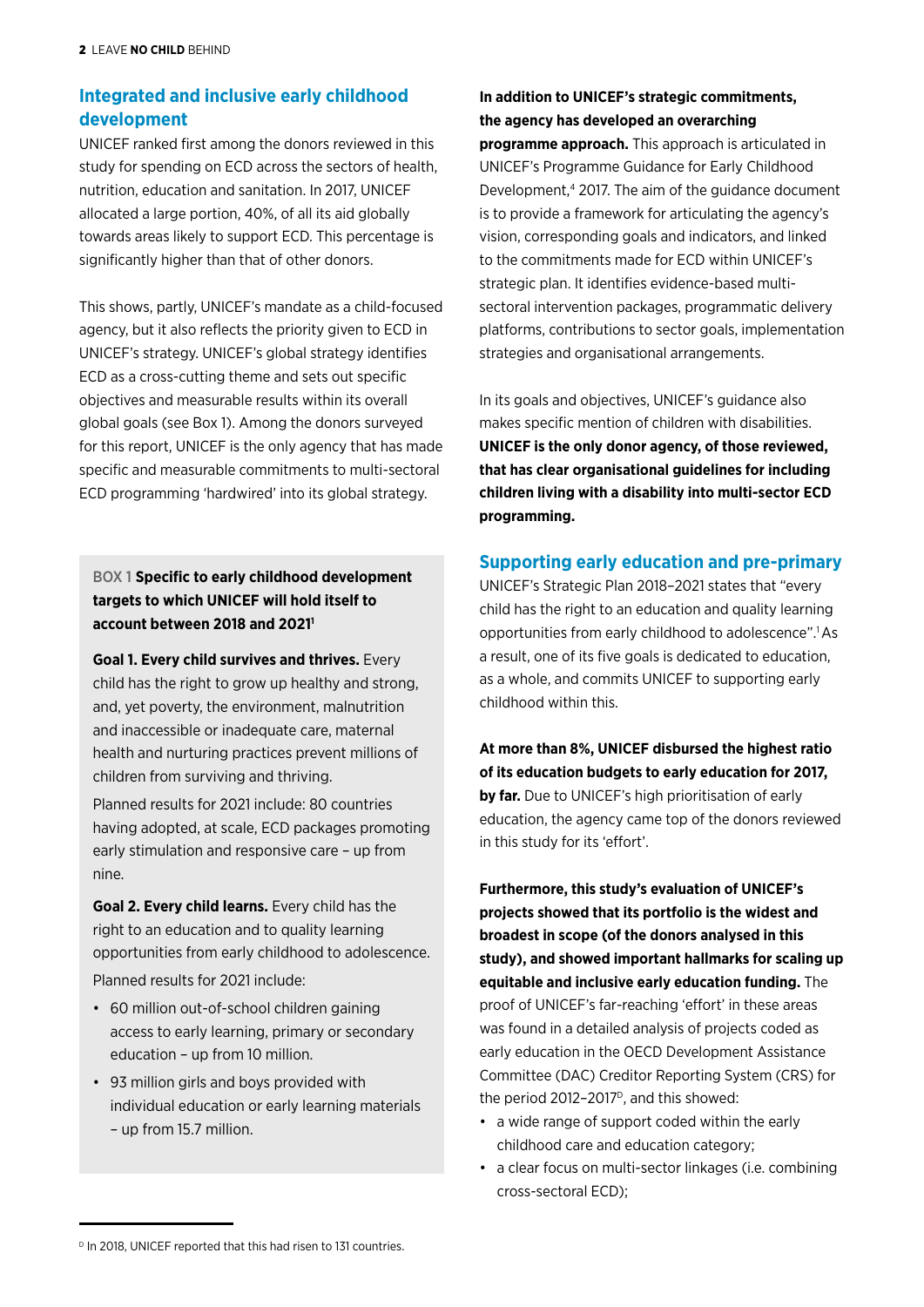## Integrated and inclusive early childhood development

UNICEF ranked first among the donors reviewed in this study for spending on ECD across the sectors of health, nutrition, education and sanitation. In 2017, UNICEF allocated a large portion, 40%, of all its aid globally towards areas likely to support ECD. This percentage is significantly higher than that of other donors.

This shows, partly, UNICEF's mandate as a child-focused agency, but it also reflects the priority given to ECD in UNICEF's strategy. UNICEF's global strategy identifies ECD as a cross-cutting theme and sets out specific objectives and measurable results within its overall global goals (see Box 1). Among the donors surveyed for this report, UNICEF is the only agency that has made specific and measurable commitments to multi-sectoral ECD programming 'hardwired' into its global strategy.

> BOX 1 **Specific to early childhood development targets to which UNICEF will hold itself to account between 2018 and 2021**[1]
>
> **Goal 1. Every child survives and thrives.** Every child has the right to grow up healthy and strong, and, yet poverty, the environment, malnutrition and inaccessible or inadequate care, maternal health and nurturing practices prevent millions of children from surviving and thriving.
>
> Planned results for 2021 include: 80 countries having adopted, at scale, ECD packages promoting early stimulation and responsive care – up from nine.
>
> **Goal 2. Every child learns.** Every child has the right to an education and to quality learning opportunities from early childhood to adolescence.
>
> Planned results for 2021 include:
>
> - 60 million out-of-school children gaining access to early learning, primary or secondary education – up from 10 million.
> - 93 million girls and boys provided with individual education or early learning materials – up from 15.7 million.

**In addition to UNICEF's strategic commitments, the agency has developed an overarching programme approach.** This approach is articulated in UNICEF's Programme Guidance for Early Childhood Development,[4] 2017. The aim of the guidance document is to provide a framework for articulating the agency's vision, corresponding goals and indicators, and linked to the commitments made for ECD within UNICEF's strategic plan. It identifies evidence-based multi-sectoral intervention packages, programmatic delivery platforms, contributions to sector goals, implementation strategies and organisational arrangements.

In its goals and objectives, UNICEF's guidance also makes specific mention of children with disabilities. **UNICEF is the only donor agency, of those reviewed, that has clear organisational guidelines for including children living with a disability into multi-sector ECD programming.**

## Supporting early education and pre-primary

UNICEF's Strategic Plan 2018–2021 states that "every child has the right to an education and quality learning opportunities from early childhood to adolescence".[1] As a result, one of its five goals is dedicated to education, as a whole, and commits UNICEF to supporting early childhood within this.

**At more than 8%, UNICEF disbursed the highest ratio of its education budgets to early education for 2017, by far.** Due to UNICEF's high prioritisation of early education, the agency came top of the donors reviewed in this study for its 'effort'.

**Furthermore, this study's evaluation of UNICEF's projects showed that its portfolio is the widest and broadest in scope (of the donors analysed in this study), and showed important hallmarks for scaling up equitable and inclusive early education funding.** The proof of UNICEF's far-reaching 'effort' in these areas was found in a detailed analysis of projects coded as early education in the OECD Development Assistance Committee (DAC) Creditor Reporting System (CRS) for the period 2012–2017[D], and this showed:

- a wide range of support coded within the early childhood care and education category;
- a clear focus on multi-sector linkages (i.e. combining cross-sectoral ECD);

[D] In 2018, UNICEF reported that this had risen to 131 countries.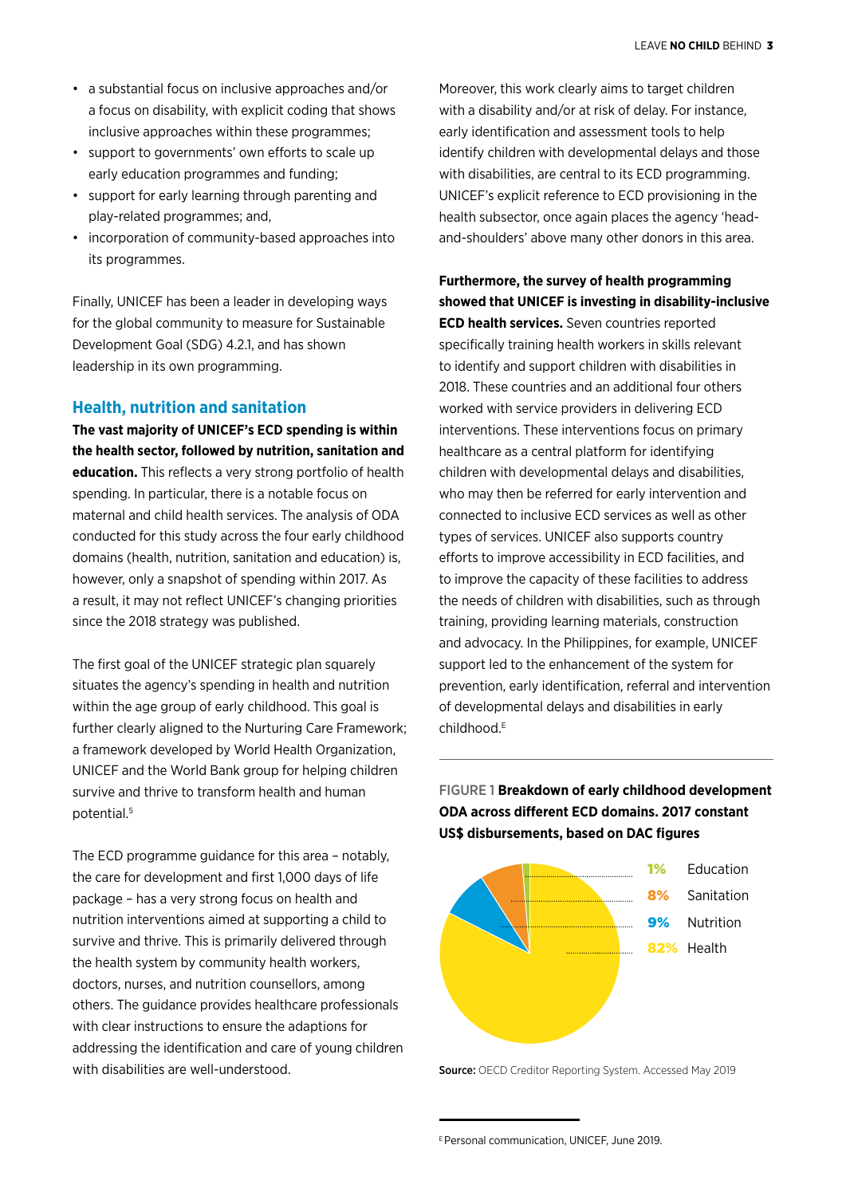- a substantial focus on inclusive approaches and/or a focus on disability, with explicit coding that shows inclusive approaches within these programmes;
- support to governments' own efforts to scale up early education programmes and funding;
- support for early learning through parenting and play-related programmes; and,
- incorporation of community-based approaches into its programmes.

Finally, UNICEF has been a leader in developing ways for the global community to measure for Sustainable Development Goal (SDG) 4.2.1, and has shown leadership in its own programming.

## Health, nutrition and sanitation

**The vast majority of UNICEF's ECD spending is within the health sector, followed by nutrition, sanitation and education.** This reflects a very strong portfolio of health spending. In particular, there is a notable focus on maternal and child health services. The analysis of ODA conducted for this study across the four early childhood domains (health, nutrition, sanitation and education) is, however, only a snapshot of spending within 2017. As a result, it may not reflect UNICEF's changing priorities since the 2018 strategy was published.

The first goal of the UNICEF strategic plan squarely situates the agency's spending in health and nutrition within the age group of early childhood. This goal is further clearly aligned to the Nurturing Care Framework; a framework developed by World Health Organization, UNICEF and the World Bank group for helping children survive and thrive to transform health and human potential.[5]

The ECD programme guidance for this area – notably, the care for development and first 1,000 days of life package – has a very strong focus on health and nutrition interventions aimed at supporting a child to survive and thrive. This is primarily delivered through the health system by community health workers, doctors, nurses, and nutrition counsellors, among others. The guidance provides healthcare professionals with clear instructions to ensure the adaptions for addressing the identification and care of young children with disabilities are well-understood.

Moreover, this work clearly aims to target children with a disability and/or at risk of delay. For instance, early identification and assessment tools to help identify children with developmental delays and those with disabilities, are central to its ECD programming. UNICEF's explicit reference to ECD provisioning in the health subsector, once again places the agency 'head-and-shoulders' above many other donors in this area.

**Furthermore, the survey of health programming showed that UNICEF is investing in disability-inclusive ECD health services.** Seven countries reported specifically training health workers in skills relevant to identify and support children with disabilities in 2018. These countries and an additional four others worked with service providers in delivering ECD interventions. These interventions focus on primary healthcare as a central platform for identifying children with developmental delays and disabilities, who may then be referred for early intervention and connected to inclusive ECD services as well as other types of services. UNICEF also supports country efforts to improve accessibility in ECD facilities, and to improve the capacity of these facilities to address the needs of children with disabilities, such as through training, providing learning materials, construction and advocacy. In the Philippines, for example, UNICEF support led to the enhancement of the system for prevention, early identification, referral and intervention of developmental delays and disabilities in early childhood.[E]

FIGURE 1 **Breakdown of early childhood development ODA across different ECD domains. 2017 constant US$ disbursements, based on DAC figures**

| Share | Domain |
|---|---|
| 1% | Education |
| 8% | Sanitation |
| 9% | Nutrition |
| 82% | Health |

**Source:** OECD Creditor Reporting System. Accessed May 2019

[E] Personal communication, UNICEF, June 2019.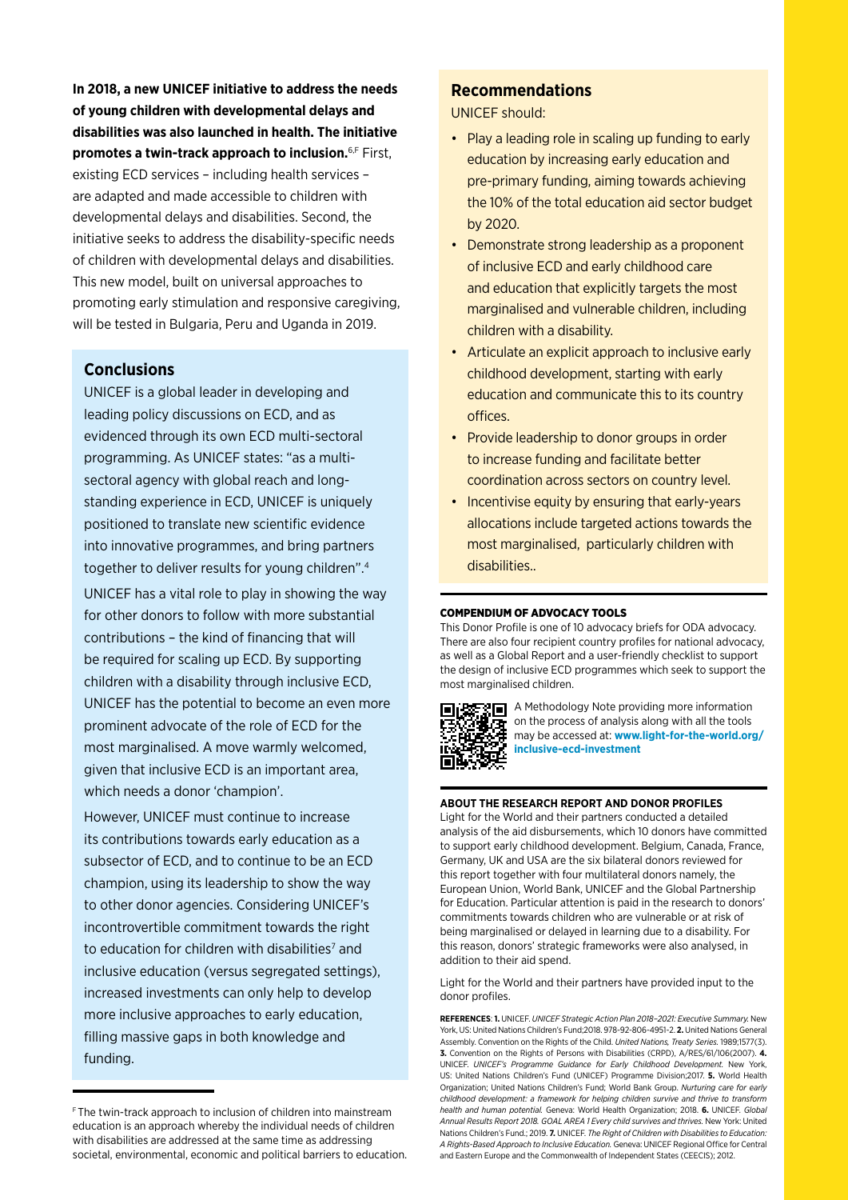**In 2018, a new UNICEF initiative to address the needs of young children with developmental delays and disabilities was also launched in health. The initiative promotes a twin-track approach to inclusion.**[6,F] First, existing ECD services – including health services – are adapted and made accessible to children with developmental delays and disabilities. Second, the initiative seeks to address the disability-specific needs of children with developmental delays and disabilities. This new model, built on universal approaches to promoting early stimulation and responsive caregiving, will be tested in Bulgaria, Peru and Uganda in 2019.

## Conclusions

UNICEF is a global leader in developing and leading policy discussions on ECD, and as evidenced through its own ECD multi-sectoral programming. As UNICEF states: "as a multi-sectoral agency with global reach and long-standing experience in ECD, UNICEF is uniquely positioned to translate new scientific evidence into innovative programmes, and bring partners together to deliver results for young children".[4]

UNICEF has a vital role to play in showing the way for other donors to follow with more substantial contributions – the kind of financing that will be required for scaling up ECD. By supporting children with a disability through inclusive ECD, UNICEF has the potential to become an even more prominent advocate of the role of ECD for the most marginalised. A move warmly welcomed, given that inclusive ECD is an important area, which needs a donor 'champion'.

However, UNICEF must continue to increase its contributions towards early education as a subsector of ECD, and to continue to be an ECD champion, using its leadership to show the way to other donor agencies. Considering UNICEF's incontrovertible commitment towards the right to education for children with disabilities[7] and inclusive education (versus segregated settings), increased investments can only help to develop more inclusive approaches to early education, filling massive gaps in both knowledge and funding.

[F] The twin-track approach to inclusion of children into mainstream education is an approach whereby the individual needs of children with disabilities are addressed at the same time as addressing societal, environmental, economic and political barriers to education.

## Recommendations

UNICEF should:

- Play a leading role in scaling up funding to early education by increasing early education and pre-primary funding, aiming towards achieving the 10% of the total education aid sector budget by 2020.
- Demonstrate strong leadership as a proponent of inclusive ECD and early childhood care and education that explicitly targets the most marginalised and vulnerable children, including children with a disability.
- Articulate an explicit approach to inclusive early childhood development, starting with early education and communicate this to its country offices.
- Provide leadership to donor groups in order to increase funding and facilitate better coordination across sectors on country level.
- Incentivise equity by ensuring that early-years allocations include targeted actions towards the most marginalised, particularly children with disabilities..

### COMPENDIUM OF ADVOCACY TOOLS

This Donor Profile is one of 10 advocacy briefs for ODA advocacy. There are also four recipient country profiles for national advocacy, as well as a Global Report and a user-friendly checklist to support the design of inclusive ECD programmes which seek to support the most marginalised children.

A Methodology Note providing more information on the process of analysis along with all the tools may be accessed at: **www.light-for-the-world.org/inclusive-ecd-investment**

### ABOUT THE RESEARCH REPORT AND DONOR PROFILES

Light for the World and their partners conducted a detailed analysis of the aid disbursements, which 10 donors have committed to support early childhood development. Belgium, Canada, France, Germany, UK and USA are the six bilateral donors reviewed for this report together with four multilateral donors namely, the European Union, World Bank, UNICEF and the Global Partnership for Education. Particular attention is paid in the research to donors' commitments towards children who are vulnerable or at risk of being marginalised or delayed in learning due to a disability. For this reason, donors' strategic frameworks were also analysed, in addition to their aid spend.

Light for the World and their partners have provided input to the donor profiles.

**REFERENCES**: **1.** UNICEF. *UNICEF Strategic Action Plan 2018–2021: Executive Summary.* New York, US: United Nations Children's Fund;2018. 978-92-806-4951-2. **2.** United Nations General Assembly. Convention on the Rights of the Child. *United Nations, Treaty Series.* 1989;1577(3). **3.** Convention on the Rights of Persons with Disabilities (CRPD), A/RES/61/106(2007). **4.** UNICEF. *UNICEF's Programme Guidance for Early Childhood Development.* New York, US: United Nations Children's Fund (UNICEF) Programme Division;2017. **5.** World Health Organization; United Nations Children's Fund; World Bank Group. *Nurturing care for early childhood development: a framework for helping children survive and thrive to transform health and human potential.* Geneva: World Health Organization; 2018. **6.** UNICEF. *Global Annual Results Report 2018. GOAL AREA 1 Every child survives and thrives.* New York: United Nations Children's Fund.; 2019. **7.** UNICEF. *The Right of Children with Disabilities to Education: A Rights-Based Approach to Inclusive Education.* Geneva: UNICEF Regional Office for Central and Eastern Europe and the Commonwealth of Independent States (CEECIS); 2012.